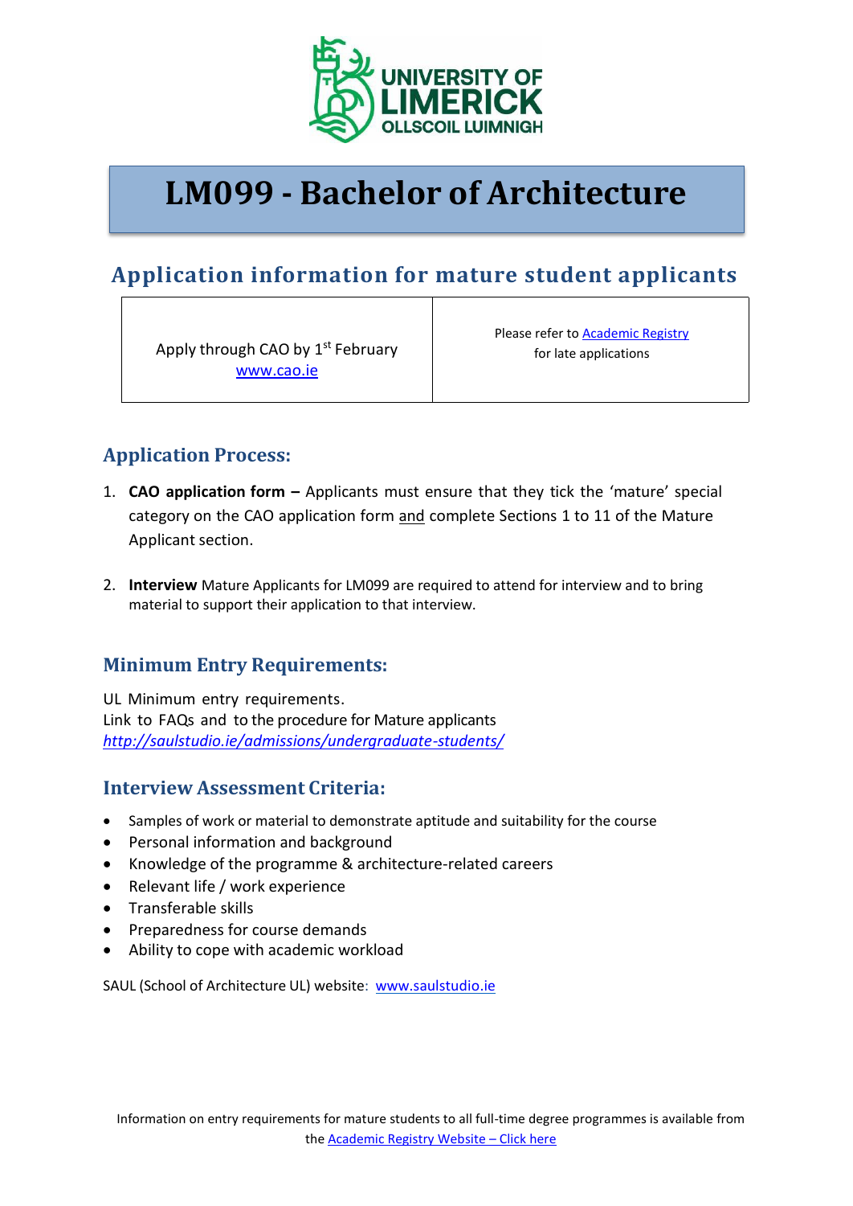UNIVERSITY OF LIMERICK
OLLSCOIL LUIMNIGH

# LM099 - Bachelor of Architecture

## Application information for mature student applicants

| Apply through CAO by 1st February www.cao.ie | Please refer to Academic Registry for late applications |
|---|---|

### Application Process:

1. **CAO application form –** Applicants must ensure that they tick the 'mature' special category on the CAO application form and complete Sections 1 to 11 of the Mature Applicant section.

2. **Interview** Mature Applicants for LM099 are required to attend for interview and to bring material to support their application to that interview.

### Minimum Entry Requirements:

UL Minimum entry requirements.
Link to FAQs and to the procedure for Mature applicants
*http://saulstudio.ie/admissions/undergraduate-students/*

### Interview Assessment Criteria:

- Samples of work or material to demonstrate aptitude and suitability for the course
- Personal information and background
- Knowledge of the programme & architecture-related careers
- Relevant life / work experience
- Transferable skills
- Preparedness for course demands
- Ability to cope with academic workload

SAUL (School of Architecture UL) website: www.saulstudio.ie

Information on entry requirements for mature students to all full-time degree programmes is available from the Academic Registry Website – Click here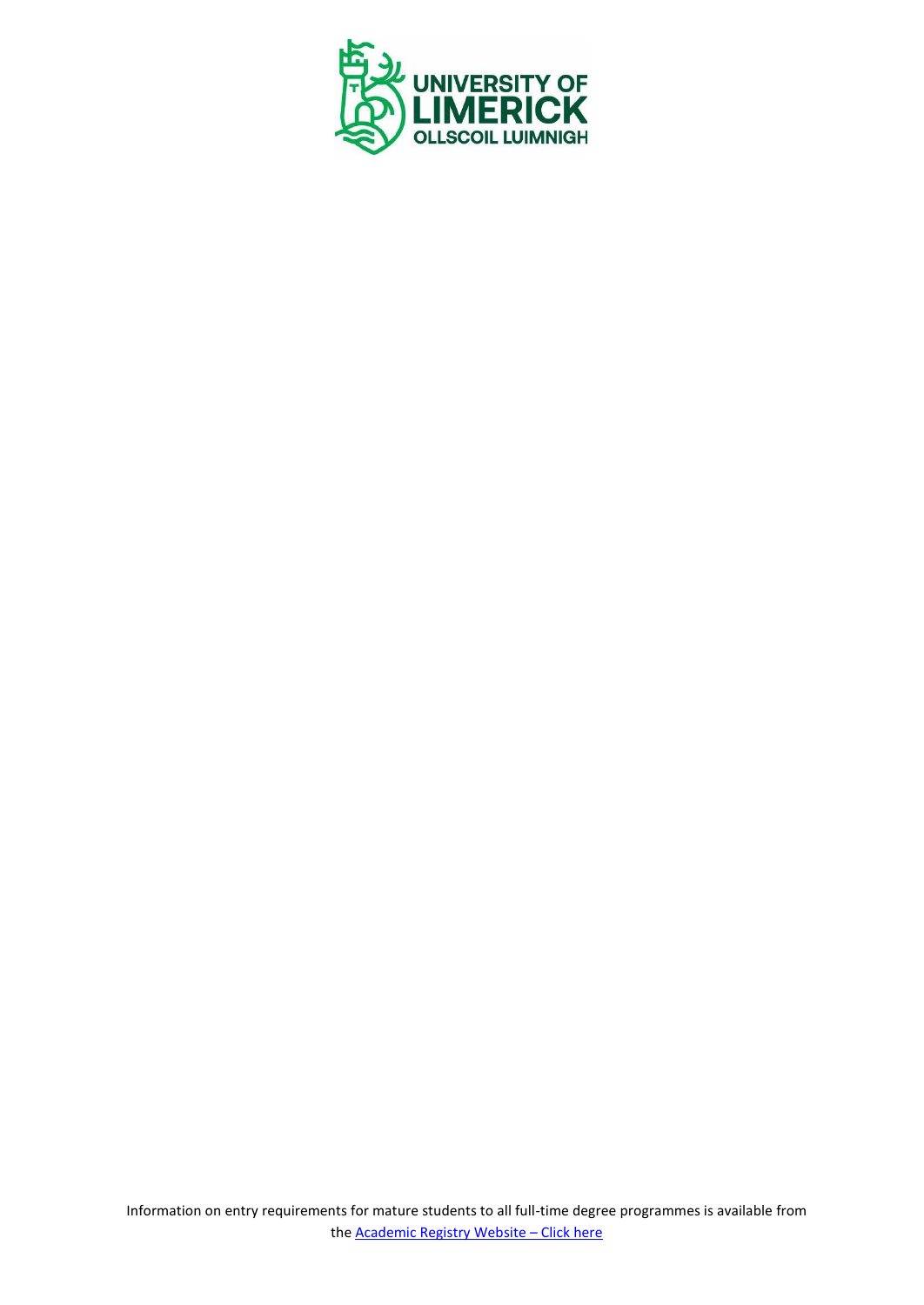Information on entry requirements for mature students to all full-time degree programmes is available from the [Academic Registry Website – Click here]()